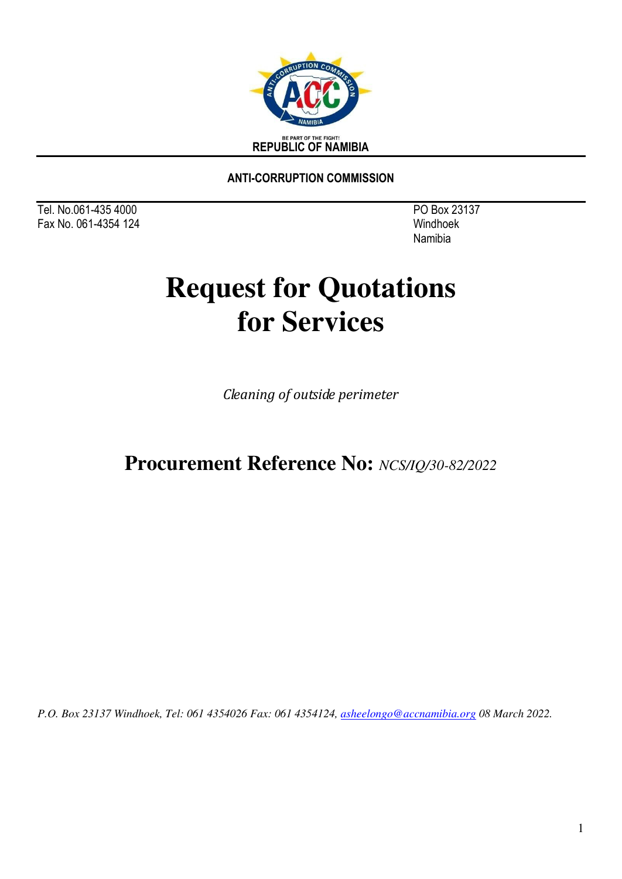BE PART OF THE FIGHT!

**REPUBLIC OF NAMIBIA**

**ANTI-CORRUPTION COMMISSION**

Tel. No.061-435 4000
Fax No. 061-4354 124

PO Box 23137
Windhoek
Namibia

# Request for Quotations for Services

*Cleaning of outside perimeter*

## Procurement Reference No: *NCS/IQ/30-82/2022*

*P.O. Box 23137 Windhoek, Tel: 061 4354026 Fax: 061 4354124, asheelongo@accnamibia.org 08 March 2022.*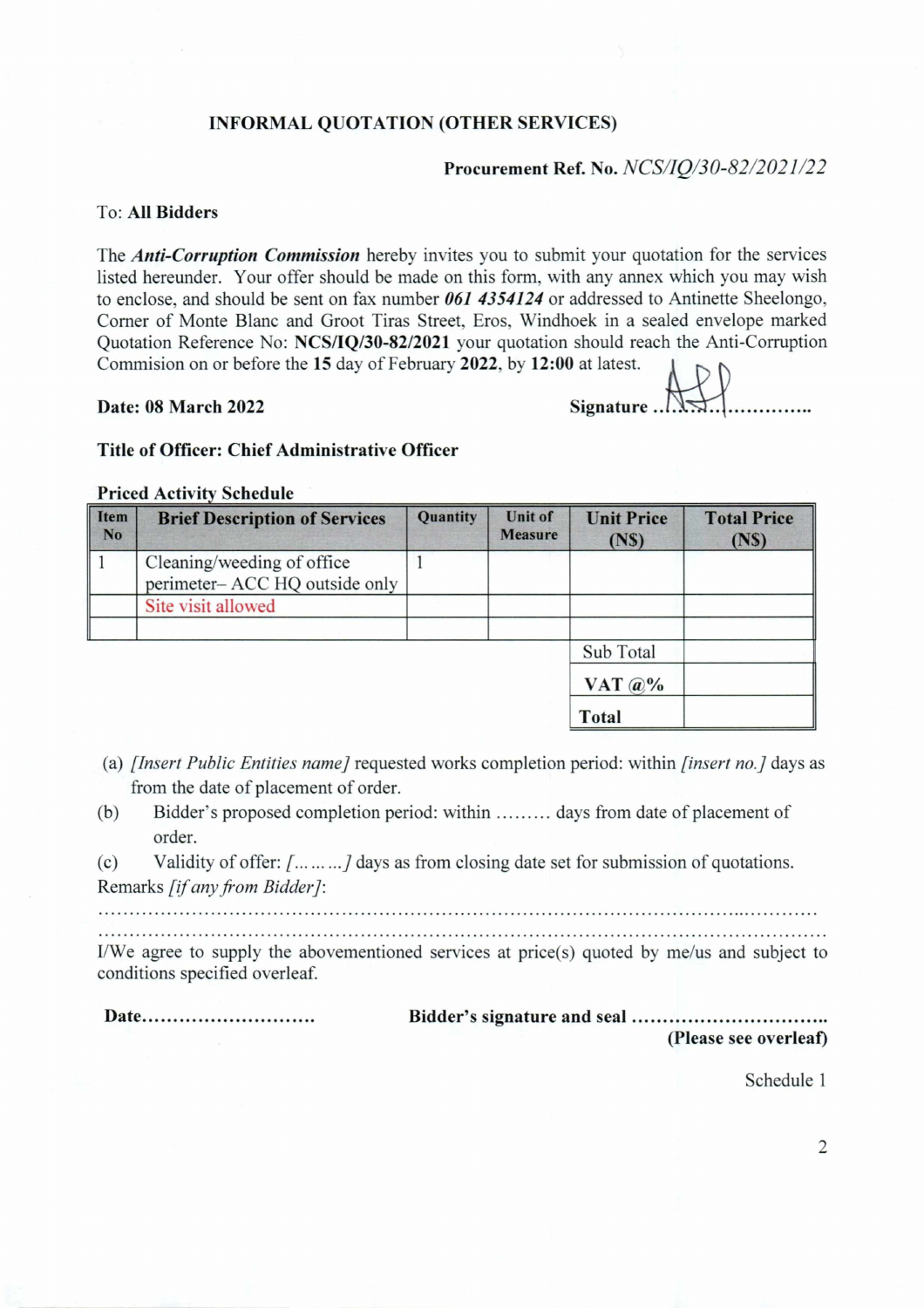**INFORMAL QUOTATION (OTHER SERVICES)**

**Procurement Ref. No.** *NCS/IQ/30-82/2021/22*

To: **All Bidders**

The ***Anti-Corruption Commission*** hereby invites you to submit your quotation for the services listed hereunder. Your offer should be made on this form, with any annex which you may wish to enclose, and should be sent on fax number ***061 4354124*** or addressed to Antinette Sheelongo, Corner of Monte Blanc and Groot Tiras Street, Eros, Windhoek in a sealed envelope marked Quotation Reference No: **NCS/IQ/30-82/2021** your quotation should reach the Anti-Corruption Commision on or before the **15** day of February **2022**, by **12:00** at latest.

**Date: 08 March 2022** **Signature** ........................

**Title of Officer: Chief Administrative Officer**

**Priced Activity Schedule**

| Item No | Brief Description of Services | Quantity | Unit of Measure | Unit Price (N$) | Total Price (N$) |
|---|---|---|---|---|---|
| 1 | Cleaning/weeding of office perimeter– ACC HQ outside only | 1 | | | |
| | Site visit allowed | | | | |
| | | | | | |
| | | | | Sub Total | |
| | | | | VAT @% | |
| | | | | **Total** | |

(a) *[Insert Public Entities name]* requested works completion period: within *[insert no.]* days as from the date of placement of order.

(b) Bidder's proposed completion period: within ......... days from date of placement of order.

(c) Validity of offer: *[.........]* days as from closing date set for submission of quotations.

Remarks *[if any from Bidder]*:

...........................................................................................................................

...........................................................................................................................

I/We agree to supply the abovementioned services at price(s) quoted by me/us and subject to conditions specified overleaf.

**Date**............................ **Bidder's signature and seal** ................................

**(Please see overleaf)**

Schedule 1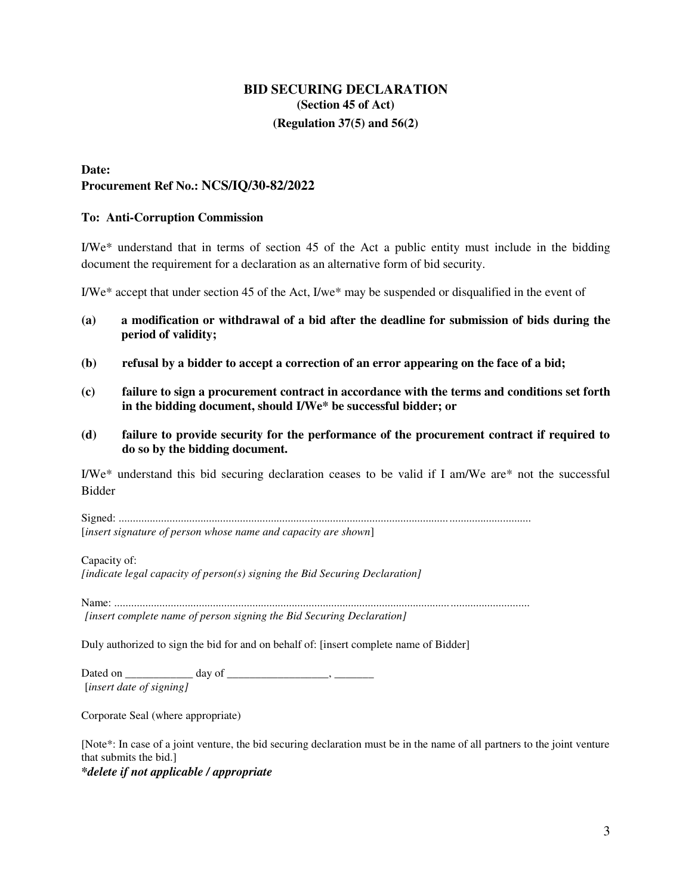# BID SECURING DECLARATION

**(Section 45 of Act)**

**(Regulation 37(5) and 56(2)**

**Date:**
**Procurement Ref No.: NCS/IQ/30-82/2022**

**To: Anti-Corruption Commission**

I/We* understand that in terms of section 45 of the Act a public entity must include in the bidding document the requirement for a declaration as an alternative form of bid security.

I/We* accept that under section 45 of the Act, I/we* may be suspended or disqualified in the event of

**(a) a modification or withdrawal of a bid after the deadline for submission of bids during the period of validity;**

**(b) refusal by a bidder to accept a correction of an error appearing on the face of a bid;**

**(c) failure to sign a procurement contract in accordance with the terms and conditions set forth in the bidding document, should I/We* be successful bidder; or**

**(d) failure to provide security for the performance of the procurement contract if required to do so by the bidding document.**

I/We* understand this bid securing declaration ceases to be valid if I am/We are* not the successful Bidder

Signed: ..............................................................................................................................................
[*insert signature of person whose name and capacity are shown*]

Capacity of:
*[indicate legal capacity of person(s) signing the Bid Securing Declaration]*

Name: ...............................................................................................................................................
*[insert complete name of person signing the Bid Securing Declaration]*

Duly authorized to sign the bid for and on behalf of: [insert complete name of Bidder]

Dated on ____________ day of __________________, _______
[*insert date of signing]*

Corporate Seal (where appropriate)

[Note*: In case of a joint venture, the bid securing declaration must be in the name of all partners to the joint venture that submits the bid.]
***delete if not applicable / appropriate***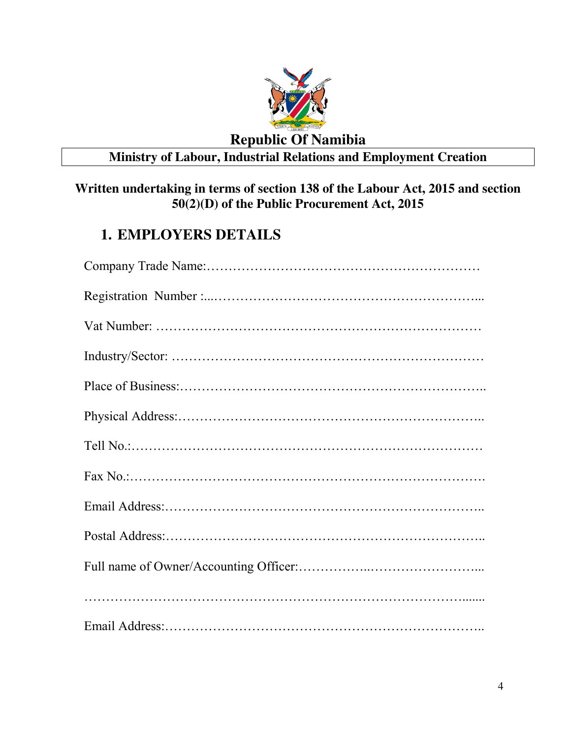**Republic Of Namibia**

**Ministry of Labour, Industrial Relations and Employment Creation**

**Written undertaking in terms of section 138 of the Labour Act, 2015 and section 50(2)(D) of the Public Procurement Act, 2015**

## 1. EMPLOYERS DETAILS

Company Trade Name:……………………………………………………

Registration Number :...……………………………………………………...

Vat Number: …………………………………………………………………

Industry/Sector: ……………………………………………………………

Place of Business:…………………………………………………………..

Physical Address:…………………………………………………………..

Tell No.:……………………………………………………………………

Fax No.:…………………………………………………………………….

Email Address:……………………………………………………………..

Postal Address:……………………………………………………………..

Full name of Owner/Accounting Officer:……………...……………………...

…………………………………………………………………………......

Email Address:……………………………………………………………..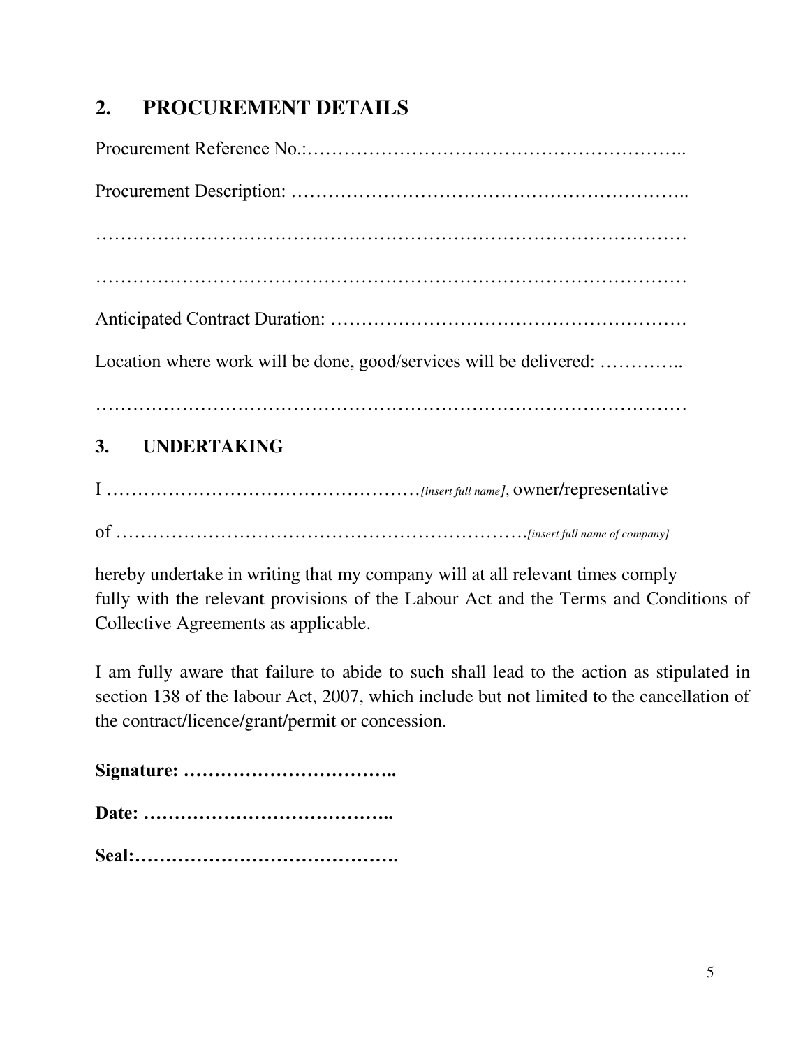## 2. PROCUREMENT DETAILS

Procurement Reference No.:……………………………………………………..

Procurement Description: ……………………………………………………..

…………………………………………………………………………………

…………………………………………………………………………………

Anticipated Contract Duration: ……………………………………………….

Location where work will be done, good/services will be delivered: …………..

…………………………………………………………………………………

## 3. UNDERTAKING

I ……………………………………………*[insert full name]*, owner/representative

of ……………………………………………………………*[insert full name of company]*

hereby undertake in writing that my company will at all relevant times comply fully with the relevant provisions of the Labour Act and the Terms and Conditions of Collective Agreements as applicable.

I am fully aware that failure to abide to such shall lead to the action as stipulated in section 138 of the labour Act, 2007, which include but not limited to the cancellation of the contract/licence/grant/permit or concession.

**Signature: ……………………………..**

**Date: …………………………………..**

**Seal:…………………………………….**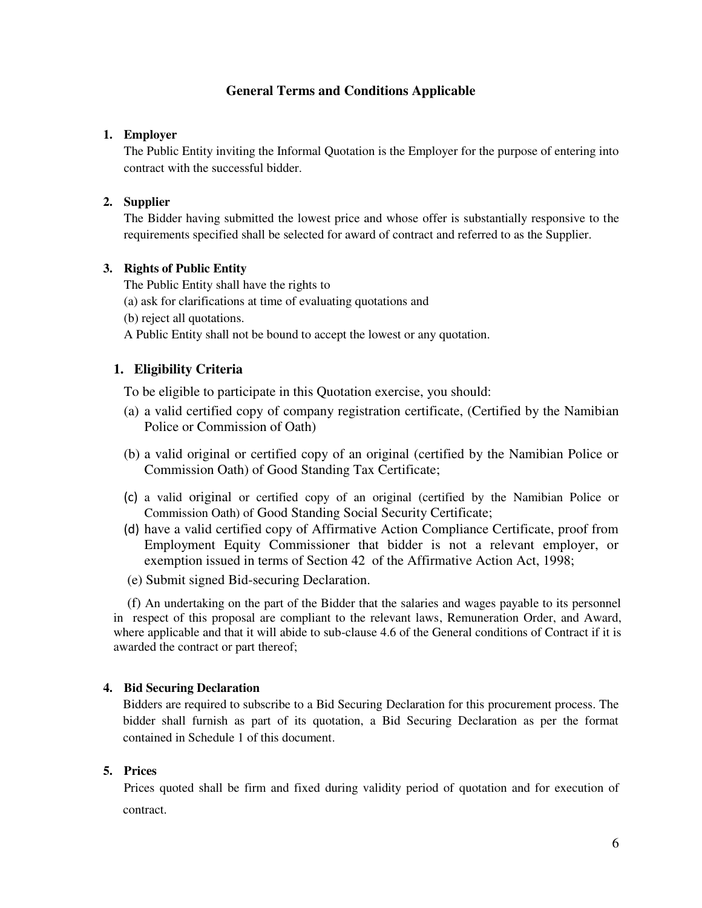## General Terms and Conditions Applicable

**1. Employer**

The Public Entity inviting the Informal Quotation is the Employer for the purpose of entering into contract with the successful bidder.

**2. Supplier**

The Bidder having submitted the lowest price and whose offer is substantially responsive to the requirements specified shall be selected for award of contract and referred to as the Supplier.

**3. Rights of Public Entity**

The Public Entity shall have the rights to

(a) ask for clarifications at time of evaluating quotations and

(b) reject all quotations.

A Public Entity shall not be bound to accept the lowest or any quotation.

**1. Eligibility Criteria**

To be eligible to participate in this Quotation exercise, you should:

(a) a valid certified copy of company registration certificate, (Certified by the Namibian Police or Commission of Oath)

(b) a valid original or certified copy of an original (certified by the Namibian Police or Commission Oath) of Good Standing Tax Certificate;

(c) a valid original or certified copy of an original (certified by the Namibian Police or Commission Oath) of Good Standing Social Security Certificate;

(d) have a valid certified copy of Affirmative Action Compliance Certificate, proof from Employment Equity Commissioner that bidder is not a relevant employer, or exemption issued in terms of Section 42 of the Affirmative Action Act, 1998;

(e) Submit signed Bid-securing Declaration.

(f) An undertaking on the part of the Bidder that the salaries and wages payable to its personnel in respect of this proposal are compliant to the relevant laws, Remuneration Order, and Award, where applicable and that it will abide to sub-clause 4.6 of the General conditions of Contract if it is awarded the contract or part thereof;

**4. Bid Securing Declaration**

Bidders are required to subscribe to a Bid Securing Declaration for this procurement process. The bidder shall furnish as part of its quotation, a Bid Securing Declaration as per the format contained in Schedule 1 of this document.

**5. Prices**

Prices quoted shall be firm and fixed during validity period of quotation and for execution of contract.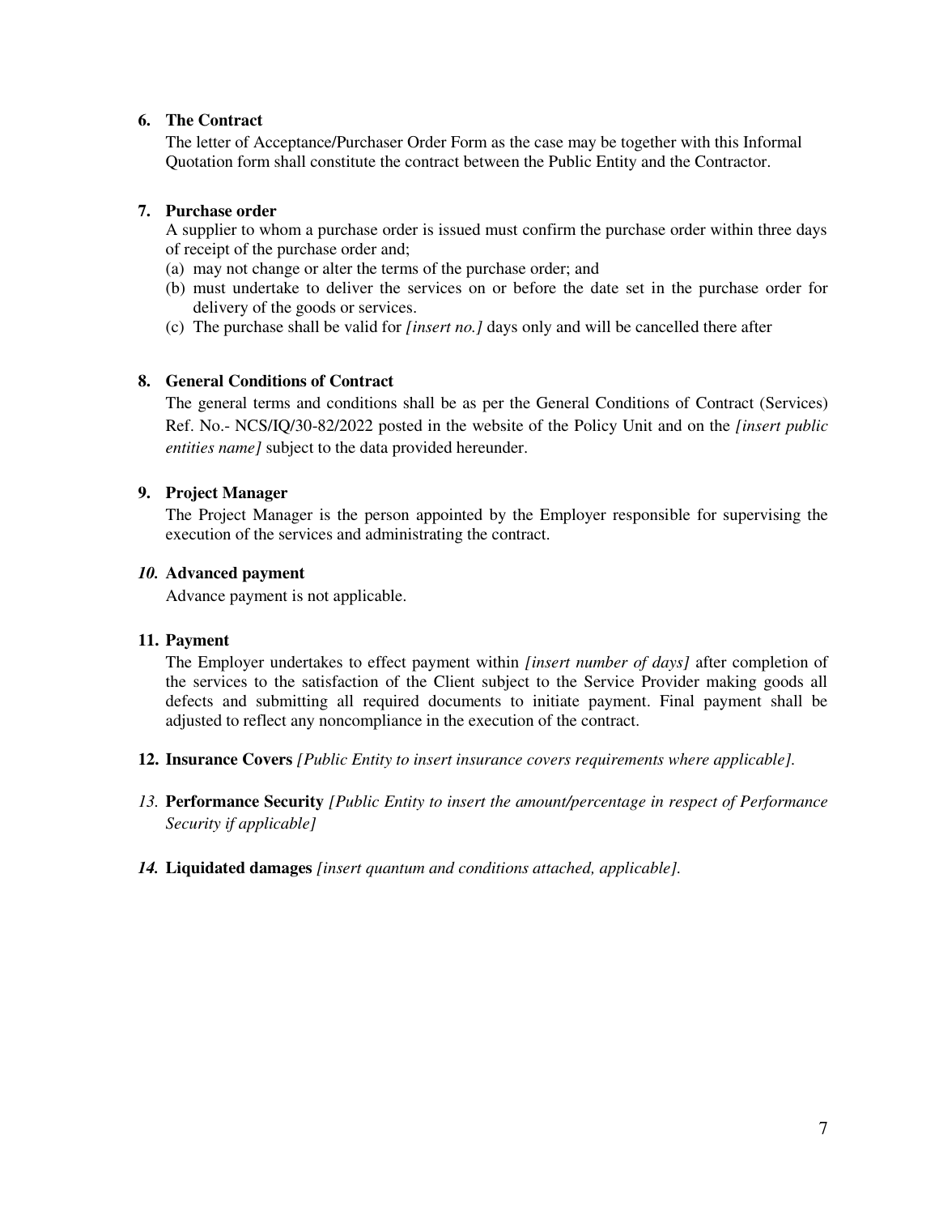**6. The Contract**

The letter of Acceptance/Purchaser Order Form as the case may be together with this Informal Quotation form shall constitute the contract between the Public Entity and the Contractor.

**7. Purchase order**

A supplier to whom a purchase order is issued must confirm the purchase order within three days of receipt of the purchase order and;

(a) may not change or alter the terms of the purchase order; and
(b) must undertake to deliver the services on or before the date set in the purchase order for delivery of the goods or services.
(c) The purchase shall be valid for *[insert no.]* days only and will be cancelled there after

**8. General Conditions of Contract**

The general terms and conditions shall be as per the General Conditions of Contract (Services) Ref. No.- NCS/IQ/30-82/2022 posted in the website of the Policy Unit and on the *[insert public entities name]* subject to the data provided hereunder.

**9. Project Manager**

The Project Manager is the person appointed by the Employer responsible for supervising the execution of the services and administrating the contract.

***10.* Advanced payment**

Advance payment is not applicable.

**11. Payment**

The Employer undertakes to effect payment within *[insert number of days]* after completion of the services to the satisfaction of the Client subject to the Service Provider making goods all defects and submitting all required documents to initiate payment. Final payment shall be adjusted to reflect any noncompliance in the execution of the contract.

**12. Insurance Covers** *[Public Entity to insert insurance covers requirements where applicable].*

*13.* **Performance Security** *[Public Entity to insert the amount/percentage in respect of Performance Security if applicable]*

***14.* Liquidated damages** *[insert quantum and conditions attached, applicable].*